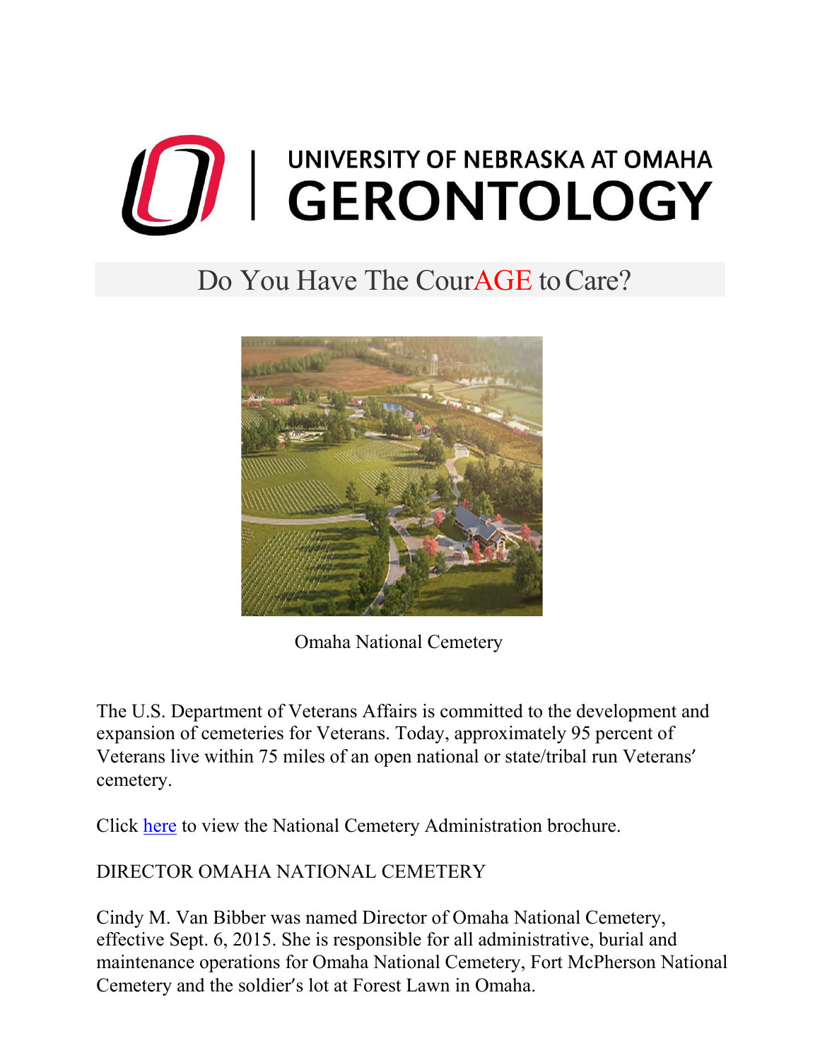# UNIVERSITY OF NEBRASKA AT OMAHA GERONTOLOGY

## Do You Have The CourAGE to Care?

Omaha National Cemetery

The U.S. Department of Veterans Affairs is committed to the development and expansion of cemeteries for Veterans. Today, approximately 95 percent of Veterans live within 75 miles of an open national or state/tribal run Veterans' cemetery.

Click here to view the National Cemetery Administration brochure.

DIRECTOR OMAHA NATIONAL CEMETERY

Cindy M. Van Bibber was named Director of Omaha National Cemetery, effective Sept. 6, 2015. She is responsible for all administrative, burial and maintenance operations for Omaha National Cemetery, Fort McPherson National Cemetery and the soldier's lot at Forest Lawn in Omaha.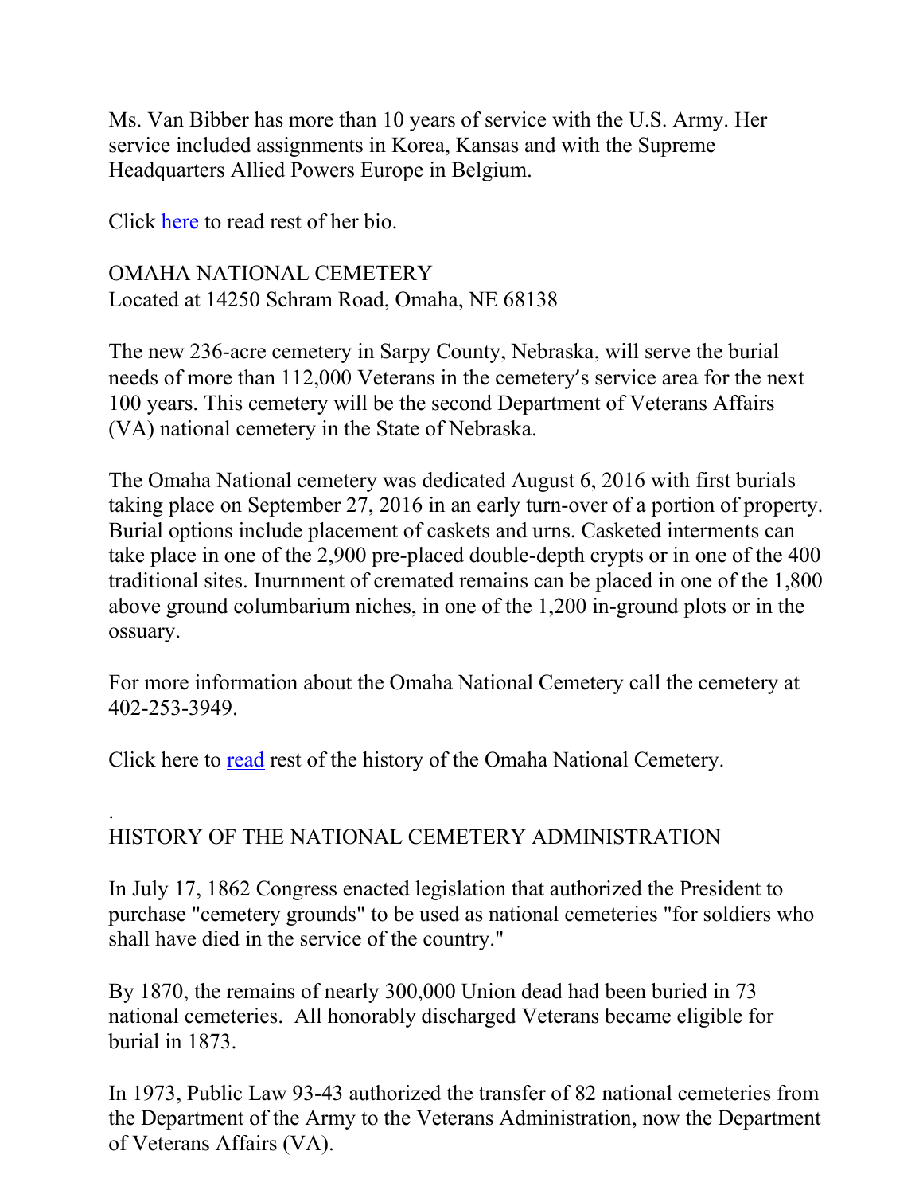Ms. Van Bibber has more than 10 years of service with the U.S. Army. Her service included assignments in Korea, Kansas and with the Supreme Headquarters Allied Powers Europe in Belgium.

Click here to read rest of her bio.

OMAHA NATIONAL CEMETERY
Located at 14250 Schram Road, Omaha, NE 68138

The new 236-acre cemetery in Sarpy County, Nebraska, will serve the burial needs of more than 112,000 Veterans in the cemetery's service area for the next 100 years. This cemetery will be the second Department of Veterans Affairs (VA) national cemetery in the State of Nebraska.

The Omaha National cemetery was dedicated August 6, 2016 with first burials taking place on September 27, 2016 in an early turn-over of a portion of property. Burial options include placement of caskets and urns. Casketed interments can take place in one of the 2,900 pre-placed double-depth crypts or in one of the 400 traditional sites. Inurnment of cremated remains can be placed in one of the 1,800 above ground columbarium niches, in one of the 1,200 in-ground plots or in the ossuary.

For more information about the Omaha National Cemetery call the cemetery at 402-253-3949.

Click here to read rest of the history of the Omaha National Cemetery.

.
HISTORY OF THE NATIONAL CEMETERY ADMINISTRATION

In July 17, 1862 Congress enacted legislation that authorized the President to purchase "cemetery grounds" to be used as national cemeteries "for soldiers who shall have died in the service of the country."

By 1870, the remains of nearly 300,000 Union dead had been buried in 73 national cemeteries. All honorably discharged Veterans became eligible for burial in 1873.

In 1973, Public Law 93-43 authorized the transfer of 82 national cemeteries from the Department of the Army to the Veterans Administration, now the Department of Veterans Affairs (VA).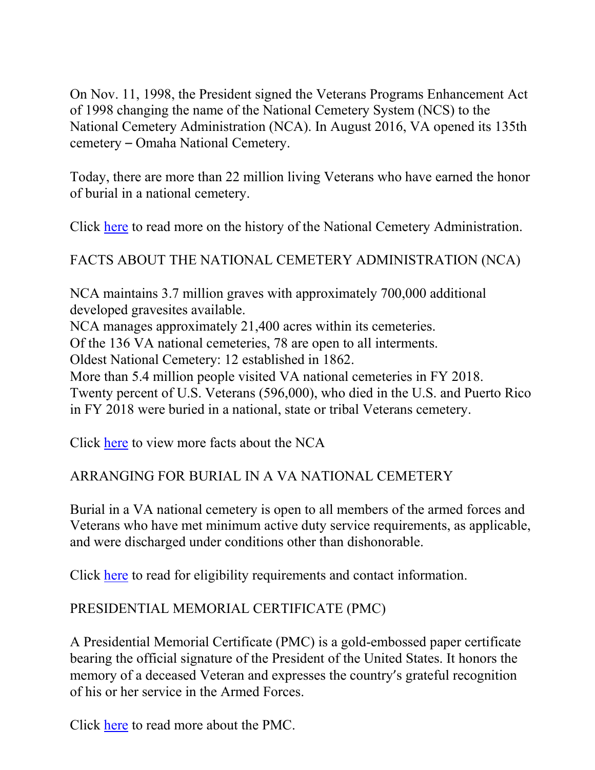On Nov. 11, 1998, the President signed the Veterans Programs Enhancement Act of 1998 changing the name of the National Cemetery System (NCS) to the National Cemetery Administration (NCA). In August 2016, VA opened its 135th cemetery – Omaha National Cemetery.

Today, there are more than 22 million living Veterans who have earned the honor of burial in a national cemetery.

Click [here]() to read more on the history of the National Cemetery Administration.

## FACTS ABOUT THE NATIONAL CEMETERY ADMINISTRATION (NCA)

NCA maintains 3.7 million graves with approximately 700,000 additional developed gravesites available.
NCA manages approximately 21,400 acres within its cemeteries.
Of the 136 VA national cemeteries, 78 are open to all interments.
Oldest National Cemetery: 12 established in 1862.
More than 5.4 million people visited VA national cemeteries in FY 2018.
Twenty percent of U.S. Veterans (596,000), who died in the U.S. and Puerto Rico in FY 2018 were buried in a national, state or tribal Veterans cemetery.

Click [here]() to view more facts about the NCA

## ARRANGING FOR BURIAL IN A VA NATIONAL CEMETERY

Burial in a VA national cemetery is open to all members of the armed forces and Veterans who have met minimum active duty service requirements, as applicable, and were discharged under conditions other than dishonorable.

Click [here]() to read for eligibility requirements and contact information.

## PRESIDENTIAL MEMORIAL CERTIFICATE (PMC)

A Presidential Memorial Certificate (PMC) is a gold-embossed paper certificate bearing the official signature of the President of the United States. It honors the memory of a deceased Veteran and expresses the country's grateful recognition of his or her service in the Armed Forces.

Click [here]() to read more about the PMC.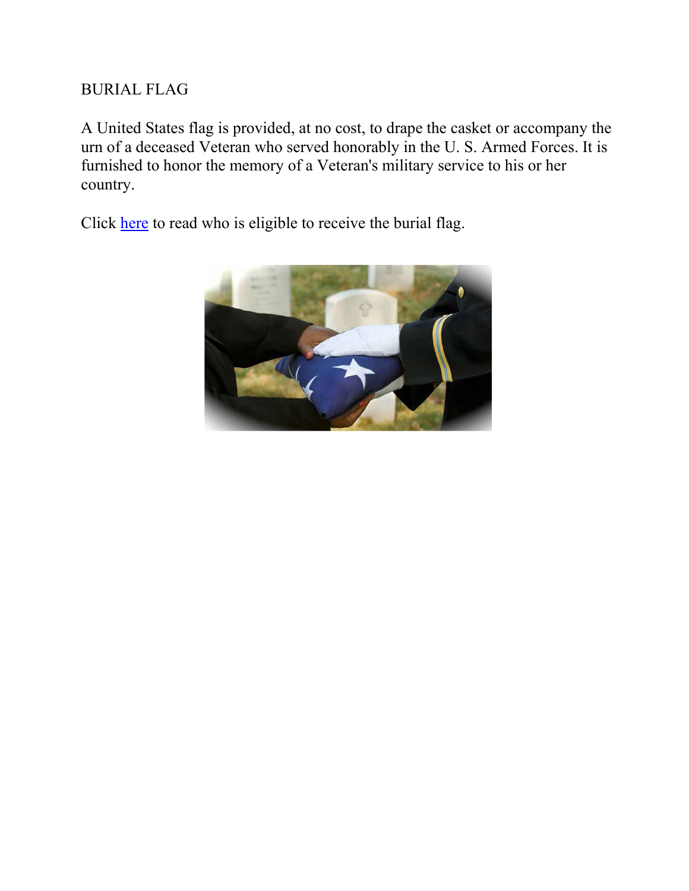# BURIAL FLAG

A United States flag is provided, at no cost, to drape the casket or accompany the urn of a deceased Veteran who served honorably in the U. S. Armed Forces. It is furnished to honor the memory of a Veteran's military service to his or her country.

Click here to read who is eligible to receive the burial flag.